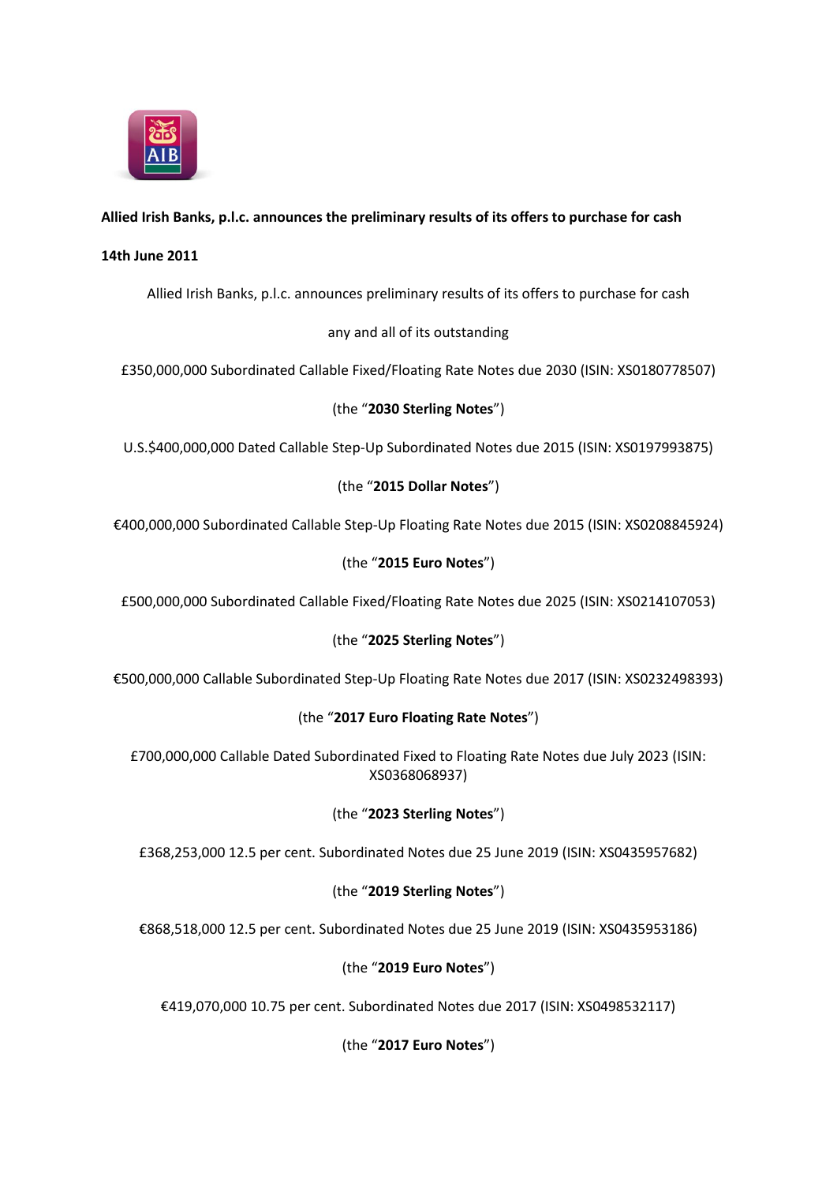**Allied Irish Banks, p.l.c. announces the preliminary results of its offers to purchase for cash**

**14th June 2011**

Allied Irish Banks, p.l.c. announces preliminary results of its offers to purchase for cash

any and all of its outstanding

£350,000,000 Subordinated Callable Fixed/Floating Rate Notes due 2030 (ISIN: XS0180778507)

(the "**2030 Sterling Notes**")

U.S.$400,000,000 Dated Callable Step-Up Subordinated Notes due 2015 (ISIN: XS0197993875)

(the "**2015 Dollar Notes**")

€400,000,000 Subordinated Callable Step-Up Floating Rate Notes due 2015 (ISIN: XS0208845924)

(the "**2015 Euro Notes**")

£500,000,000 Subordinated Callable Fixed/Floating Rate Notes due 2025 (ISIN: XS0214107053)

(the "**2025 Sterling Notes**")

€500,000,000 Callable Subordinated Step-Up Floating Rate Notes due 2017 (ISIN: XS0232498393)

(the "**2017 Euro Floating Rate Notes**")

£700,000,000 Callable Dated Subordinated Fixed to Floating Rate Notes due July 2023 (ISIN: XS0368068937)

(the "**2023 Sterling Notes**")

£368,253,000 12.5 per cent. Subordinated Notes due 25 June 2019 (ISIN: XS0435957682)

(the "**2019 Sterling Notes**")

€868,518,000 12.5 per cent. Subordinated Notes due 25 June 2019 (ISIN: XS0435953186)

(the "**2019 Euro Notes**")

€419,070,000 10.75 per cent. Subordinated Notes due 2017 (ISIN: XS0498532117)

(the "**2017 Euro Notes**")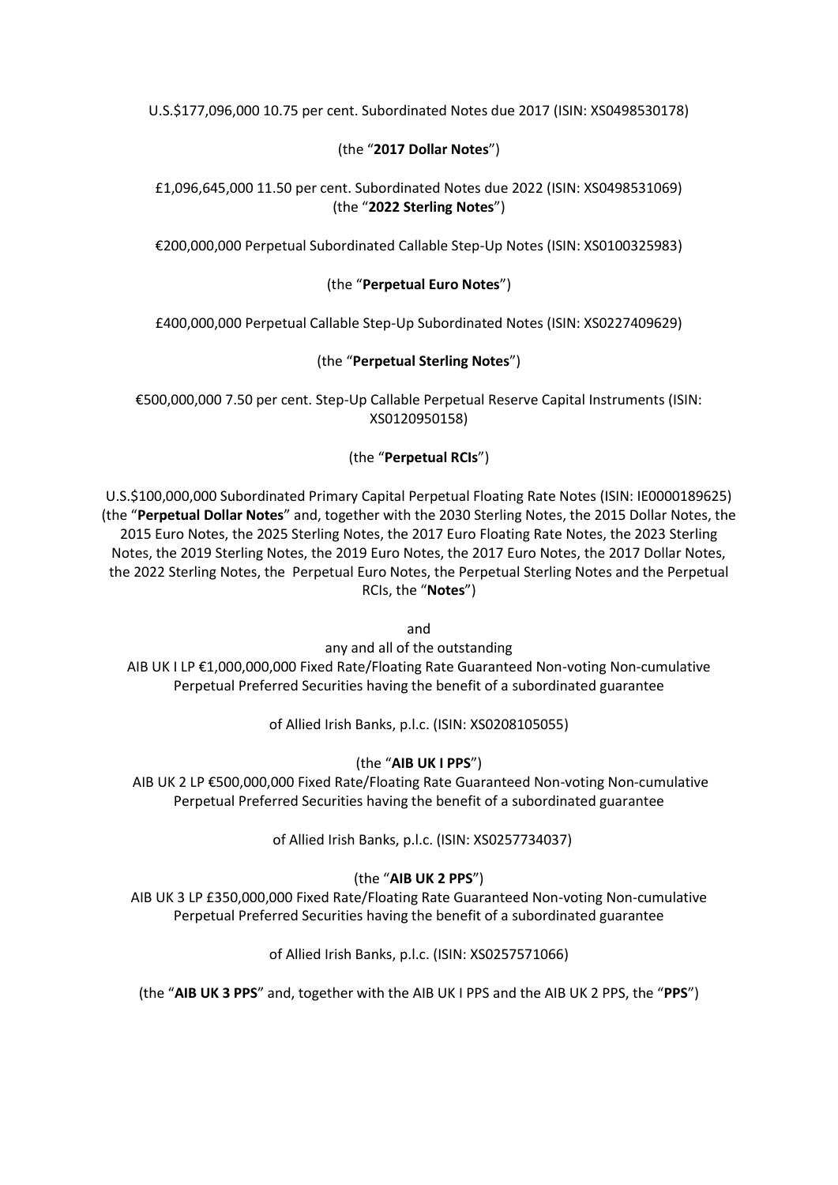U.S.$177,096,000 10.75 per cent. Subordinated Notes due 2017 (ISIN: XS0498530178)

(the "**2017 Dollar Notes**")

£1,096,645,000 11.50 per cent. Subordinated Notes due 2022 (ISIN: XS0498531069)
(the "**2022 Sterling Notes**")

€200,000,000 Perpetual Subordinated Callable Step-Up Notes (ISIN: XS0100325983)

(the "**Perpetual Euro Notes**")

£400,000,000 Perpetual Callable Step-Up Subordinated Notes (ISIN: XS0227409629)

(the "**Perpetual Sterling Notes**")

€500,000,000 7.50 per cent. Step-Up Callable Perpetual Reserve Capital Instruments (ISIN: XS0120950158)

(the "**Perpetual RCIs**")

U.S.$100,000,000 Subordinated Primary Capital Perpetual Floating Rate Notes (ISIN: IE0000189625) (the "**Perpetual Dollar Notes**" and, together with the 2030 Sterling Notes, the 2015 Dollar Notes, the 2015 Euro Notes, the 2025 Sterling Notes, the 2017 Euro Floating Rate Notes, the 2023 Sterling Notes, the 2019 Sterling Notes, the 2019 Euro Notes, the 2017 Euro Notes, the 2017 Dollar Notes, the 2022 Sterling Notes, the Perpetual Euro Notes, the Perpetual Sterling Notes and the Perpetual RCIs, the "**Notes**")

and

any and all of the outstanding

AIB UK I LP €1,000,000,000 Fixed Rate/Floating Rate Guaranteed Non-voting Non-cumulative Perpetual Preferred Securities having the benefit of a subordinated guarantee

of Allied Irish Banks, p.l.c. (ISIN: XS0208105055)

(the "**AIB UK I PPS**")

AIB UK 2 LP €500,000,000 Fixed Rate/Floating Rate Guaranteed Non-voting Non-cumulative Perpetual Preferred Securities having the benefit of a subordinated guarantee

of Allied Irish Banks, p.l.c. (ISIN: XS0257734037)

(the "**AIB UK 2 PPS**")

AIB UK 3 LP £350,000,000 Fixed Rate/Floating Rate Guaranteed Non-voting Non-cumulative Perpetual Preferred Securities having the benefit of a subordinated guarantee

of Allied Irish Banks, p.l.c. (ISIN: XS0257571066)

(the "**AIB UK 3 PPS**" and, together with the AIB UK I PPS and the AIB UK 2 PPS, the "**PPS**")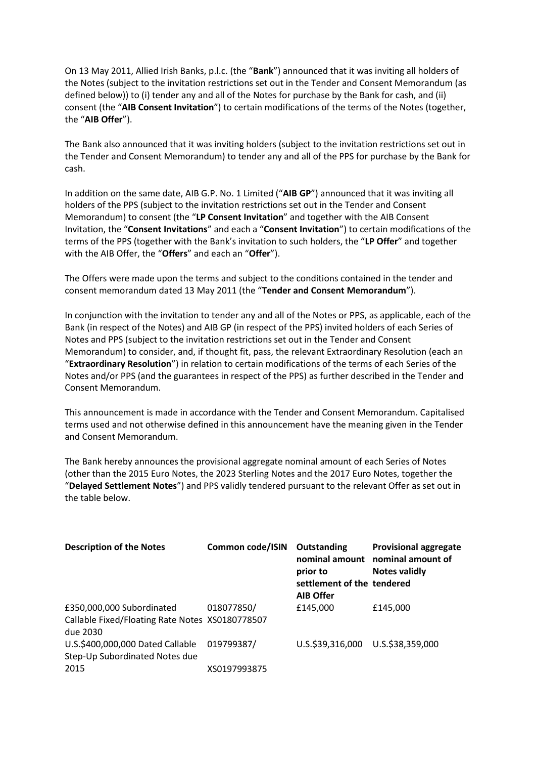On 13 May 2011, Allied Irish Banks, p.l.c. (the "**Bank**") announced that it was inviting all holders of the Notes (subject to the invitation restrictions set out in the Tender and Consent Memorandum (as defined below)) to (i) tender any and all of the Notes for purchase by the Bank for cash, and (ii) consent (the "**AIB Consent Invitation**") to certain modifications of the terms of the Notes (together, the "**AIB Offer**").

The Bank also announced that it was inviting holders (subject to the invitation restrictions set out in the Tender and Consent Memorandum) to tender any and all of the PPS for purchase by the Bank for cash.

In addition on the same date, AIB G.P. No. 1 Limited ("**AIB GP**") announced that it was inviting all holders of the PPS (subject to the invitation restrictions set out in the Tender and Consent Memorandum) to consent (the "**LP Consent Invitation**" and together with the AIB Consent Invitation, the "**Consent Invitations**" and each a "**Consent Invitation**") to certain modifications of the terms of the PPS (together with the Bank's invitation to such holders, the "**LP Offer**" and together with the AIB Offer, the "**Offers**" and each an "**Offer**").

The Offers were made upon the terms and subject to the conditions contained in the tender and consent memorandum dated 13 May 2011 (the "**Tender and Consent Memorandum**").

In conjunction with the invitation to tender any and all of the Notes or PPS, as applicable, each of the Bank (in respect of the Notes) and AIB GP (in respect of the PPS) invited holders of each Series of Notes and PPS (subject to the invitation restrictions set out in the Tender and Consent Memorandum) to consider, and, if thought fit, pass, the relevant Extraordinary Resolution (each an "**Extraordinary Resolution**") in relation to certain modifications of the terms of each Series of the Notes and/or PPS (and the guarantees in respect of the PPS) as further described in the Tender and Consent Memorandum.

This announcement is made in accordance with the Tender and Consent Memorandum. Capitalised terms used and not otherwise defined in this announcement have the meaning given in the Tender and Consent Memorandum.

The Bank hereby announces the provisional aggregate nominal amount of each Series of Notes (other than the 2015 Euro Notes, the 2023 Sterling Notes and the 2017 Euro Notes, together the "**Delayed Settlement Notes**") and PPS validly tendered pursuant to the relevant Offer as set out in the table below.

| Description of the Notes | Common code/ISIN | Outstanding nominal amount prior to settlement of the AIB Offer | Provisional aggregate nominal amount of Notes validly tendered |
|---|---|---|---|
| £350,000,000 Subordinated Callable Fixed/Floating Rate Notes due 2030 | 018077850/ XS0180778507 | £145,000 | £145,000 |
| U.S.$400,000,000 Dated Callable Step-Up Subordinated Notes due 2015 | 019799387/ XS0197993875 | U.S.$39,316,000 | U.S.$38,359,000 |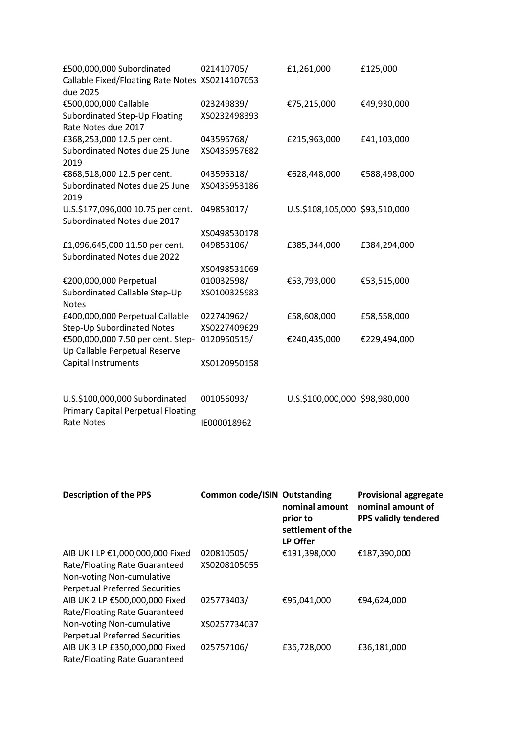| | | | |
|---|---|---|---|
| £500,000,000 Subordinated Callable Fixed/Floating Rate Notes due 2025 | 021410705/ XS0214107053 | £1,261,000 | £125,000 |
| €500,000,000 Callable Subordinated Step-Up Floating Rate Notes due 2017 | 023249839/ XS0232498393 | €75,215,000 | €49,930,000 |
| £368,253,000 12.5 per cent. Subordinated Notes due 25 June 2019 | 043595768/ XS0435957682 | £215,963,000 | £41,103,000 |
| €868,518,000 12.5 per cent. Subordinated Notes due 25 June 2019 | 043595318/ XS0435953186 | €628,448,000 | €588,498,000 |
| U.S.$177,096,000 10.75 per cent. Subordinated Notes due 2017 | 049853017/ XS0498530178 | U.S.$108,105,000 | $93,510,000 |
| £1,096,645,000 11.50 per cent. Subordinated Notes due 2022 | 049853106/ XS0498531069 | £385,344,000 | £384,294,000 |
| €200,000,000 Perpetual Subordinated Callable Step-Up Notes | 010032598/ XS0100325983 | €53,793,000 | €53,515,000 |
| £400,000,000 Perpetual Callable Step-Up Subordinated Notes | 022740962/ XS0227409629 | £58,608,000 | £58,558,000 |
| €500,000,000 7.50 per cent. Step-Up Callable Perpetual Reserve Capital Instruments | 0120950515/ XS0120950158 | €240,435,000 | €229,494,000 |
| U.S.$100,000,000 Subordinated Primary Capital Perpetual Floating Rate Notes | 001056093/ IE000018962 | U.S.$100,000,000 | $98,980,000 |

| **Description of the PPS** | **Common code/ISIN** | **Outstanding nominal amount prior to settlement of the LP Offer** | **Provisional aggregate nominal amount of PPS validly tendered** |
|---|---|---|---|
| AIB UK I LP €1,000,000,000 Fixed Rate/Floating Rate Guaranteed Non-voting Non-cumulative Perpetual Preferred Securities | 020810505/ XS0208105055 | €191,398,000 | €187,390,000 |
| AIB UK 2 LP €500,000,000 Fixed Rate/Floating Rate Guaranteed Non-voting Non-cumulative Perpetual Preferred Securities | 025773403/ XS0257734037 | €95,041,000 | €94,624,000 |
| AIB UK 3 LP £350,000,000 Fixed Rate/Floating Rate Guaranteed | 025757106/ | £36,728,000 | £36,181,000 |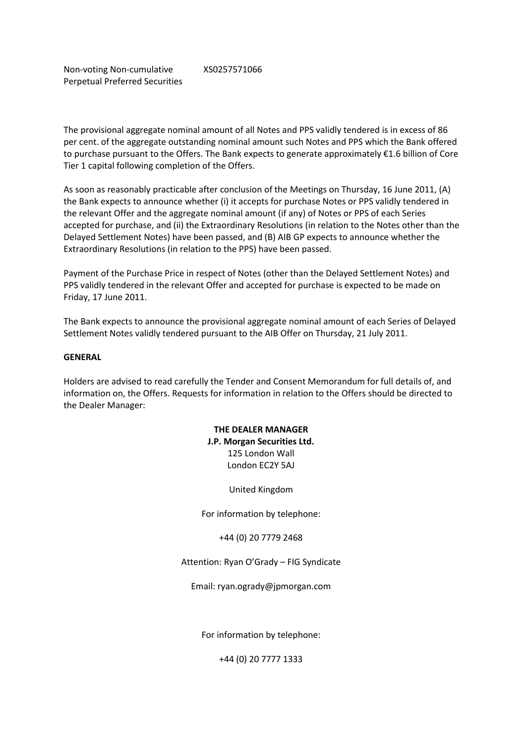| Non-voting Non-cumulative Perpetual Preferred Securities | XS0257571066 |
|---|---|

The provisional aggregate nominal amount of all Notes and PPS validly tendered is in excess of 86 per cent. of the aggregate outstanding nominal amount such Notes and PPS which the Bank offered to purchase pursuant to the Offers. The Bank expects to generate approximately €1.6 billion of Core Tier 1 capital following completion of the Offers.

As soon as reasonably practicable after conclusion of the Meetings on Thursday, 16 June 2011, (A) the Bank expects to announce whether (i) it accepts for purchase Notes or PPS validly tendered in the relevant Offer and the aggregate nominal amount (if any) of Notes or PPS of each Series accepted for purchase, and (ii) the Extraordinary Resolutions (in relation to the Notes other than the Delayed Settlement Notes) have been passed, and (B) AIB GP expects to announce whether the Extraordinary Resolutions (in relation to the PPS) have been passed.

Payment of the Purchase Price in respect of Notes (other than the Delayed Settlement Notes) and PPS validly tendered in the relevant Offer and accepted for purchase is expected to be made on Friday, 17 June 2011.

The Bank expects to announce the provisional aggregate nominal amount of each Series of Delayed Settlement Notes validly tendered pursuant to the AIB Offer on Thursday, 21 July 2011.

**GENERAL**

Holders are advised to read carefully the Tender and Consent Memorandum for full details of, and information on, the Offers. Requests for information in relation to the Offers should be directed to the Dealer Manager:

**THE DEALER MANAGER**
**J.P. Morgan Securities Ltd.**
125 London Wall
London EC2Y 5AJ

United Kingdom

For information by telephone:

+44 (0) 20 7779 2468

Attention: Ryan O'Grady – FIG Syndicate

Email: ryan.ogrady@jpmorgan.com

For information by telephone:

+44 (0) 20 7777 1333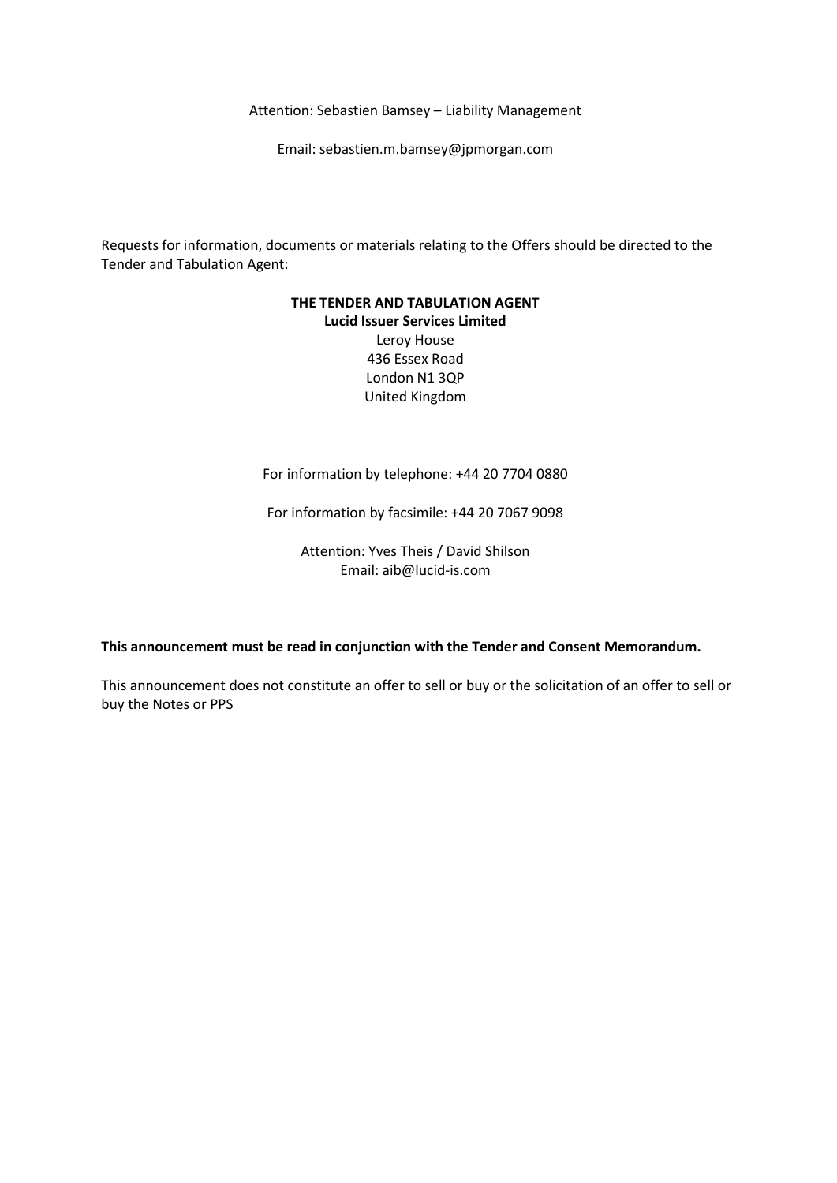Attention: Sebastien Bamsey – Liability Management

Email: sebastien.m.bamsey@jpmorgan.com

Requests for information, documents or materials relating to the Offers should be directed to the Tender and Tabulation Agent:

**THE TENDER AND TABULATION AGENT**
**Lucid Issuer Services Limited**
Leroy House
436 Essex Road
London N1 3QP
United Kingdom

For information by telephone: +44 20 7704 0880

For information by facsimile: +44 20 7067 9098

Attention: Yves Theis / David Shilson
Email: aib@lucid-is.com

**This announcement must be read in conjunction with the Tender and Consent Memorandum.**

This announcement does not constitute an offer to sell or buy or the solicitation of an offer to sell or buy the Notes or PPS